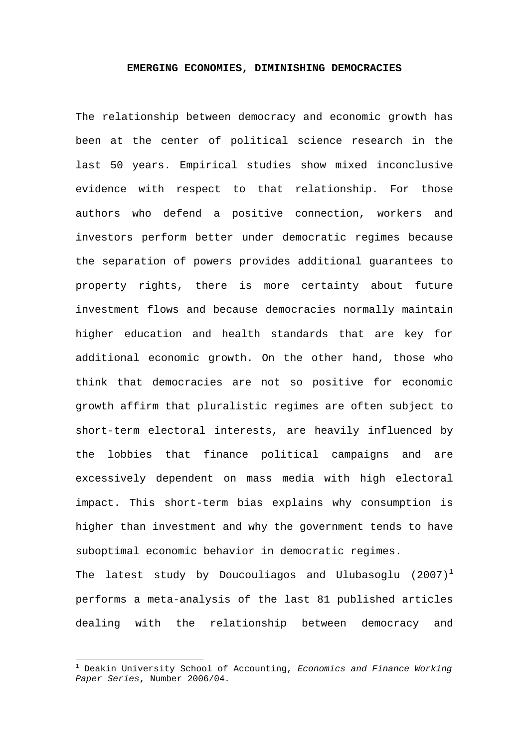# EMERGING ECONOMIES, DIMINISHING DEMOCRACIES

The relationship between democracy and economic growth has been at the center of political science research in the last 50 years. Empirical studies show mixed inconclusive evidence with respect to that relationship. For those authors who defend a positive connection, workers and investors perform better under democratic regimes because the separation of powers provides additional guarantees to property rights, there is more certainty about future investment flows and because democracies normally maintain higher education and health standards that are key for additional economic growth. On the other hand, those who think that democracies are not so positive for economic growth affirm that pluralistic regimes are often subject to short-term electoral interests, are heavily influenced by the lobbies that finance political campaigns and are excessively dependent on mass media with high electoral impact. This short-term bias explains why consumption is higher than investment and why the government tends to have suboptimal economic behavior in democratic regimes.

The latest study by Doucouliagos and Ulubasoglu (2007)[1] performs a meta-analysis of the last 81 published articles dealing with the relationship between democracy and

---

[1] Deakin University School of Accounting, *Economics and Finance Working Paper Series*, Number 2006/04.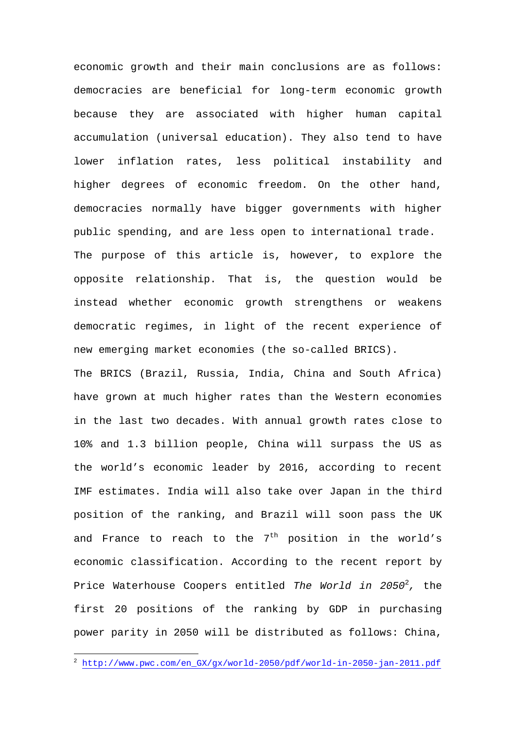economic growth and their main conclusions are as follows: democracies are beneficial for long-term economic growth because they are associated with higher human capital accumulation (universal education). They also tend to have lower inflation rates, less political instability and higher degrees of economic freedom. On the other hand, democracies normally have bigger governments with higher public spending, and are less open to international trade.

The purpose of this article is, however, to explore the opposite relationship. That is, the question would be instead whether economic growth strengthens or weakens democratic regimes, in light of the recent experience of new emerging market economies (the so-called BRICS).

The BRICS (Brazil, Russia, India, China and South Africa) have grown at much higher rates than the Western economies in the last two decades. With annual growth rates close to 10% and 1.3 billion people, China will surpass the US as the world's economic leader by 2016, according to recent IMF estimates. India will also take over Japan in the third position of the ranking, and Brazil will soon pass the UK and France to reach to the 7th position in the world's economic classification. According to the recent report by Price Waterhouse Coopers entitled *The World in 2050*[2], the first 20 positions of the ranking by GDP in purchasing power parity in 2050 will be distributed as follows: China,

---

[2] http://www.pwc.com/en_GX/gx/world-2050/pdf/world-in-2050-jan-2011.pdf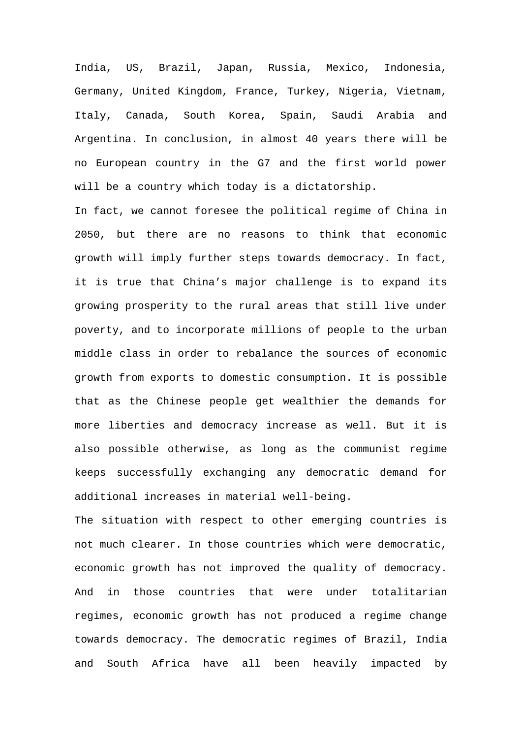India, US, Brazil, Japan, Russia, Mexico, Indonesia, Germany, United Kingdom, France, Turkey, Nigeria, Vietnam, Italy, Canada, South Korea, Spain, Saudi Arabia and Argentina. In conclusion, in almost 40 years there will be no European country in the G7 and the first world power will be a country which today is a dictatorship.

In fact, we cannot foresee the political regime of China in 2050, but there are no reasons to think that economic growth will imply further steps towards democracy. In fact, it is true that China's major challenge is to expand its growing prosperity to the rural areas that still live under poverty, and to incorporate millions of people to the urban middle class in order to rebalance the sources of economic growth from exports to domestic consumption. It is possible that as the Chinese people get wealthier the demands for more liberties and democracy increase as well. But it is also possible otherwise, as long as the communist regime keeps successfully exchanging any democratic demand for additional increases in material well-being.

The situation with respect to other emerging countries is not much clearer. In those countries which were democratic, economic growth has not improved the quality of democracy. And in those countries that were under totalitarian regimes, economic growth has not produced a regime change towards democracy. The democratic regimes of Brazil, India and South Africa have all been heavily impacted by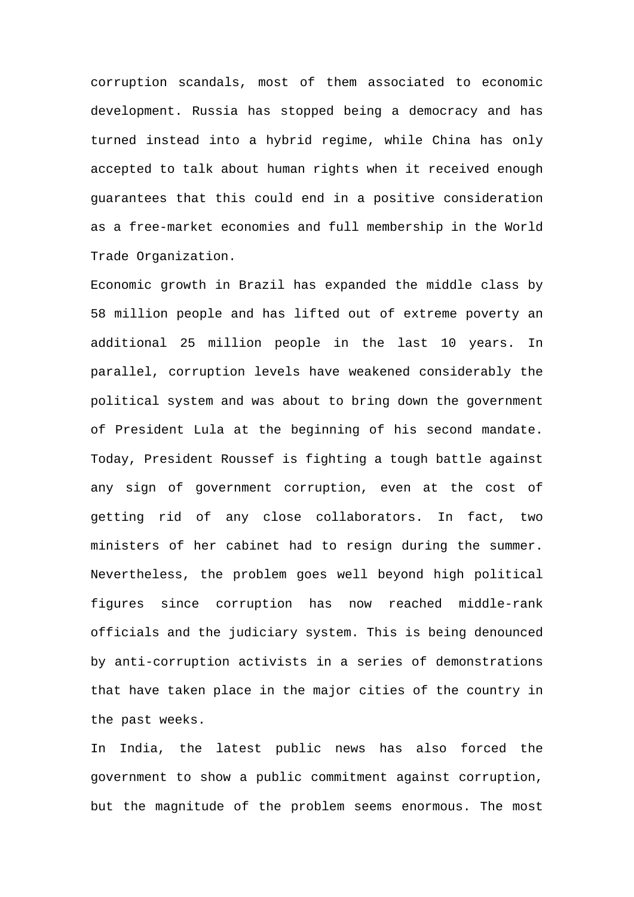corruption scandals, most of them associated to economic development. Russia has stopped being a democracy and has turned instead into a hybrid regime, while China has only accepted to talk about human rights when it received enough guarantees that this could end in a positive consideration as a free-market economies and full membership in the World Trade Organization.

Economic growth in Brazil has expanded the middle class by 58 million people and has lifted out of extreme poverty an additional 25 million people in the last 10 years. In parallel, corruption levels have weakened considerably the political system and was about to bring down the government of President Lula at the beginning of his second mandate. Today, President Roussef is fighting a tough battle against any sign of government corruption, even at the cost of getting rid of any close collaborators. In fact, two ministers of her cabinet had to resign during the summer. Nevertheless, the problem goes well beyond high political figures since corruption has now reached middle-rank officials and the judiciary system. This is being denounced by anti-corruption activists in a series of demonstrations that have taken place in the major cities of the country in the past weeks.

In India, the latest public news has also forced the government to show a public commitment against corruption, but the magnitude of the problem seems enormous. The most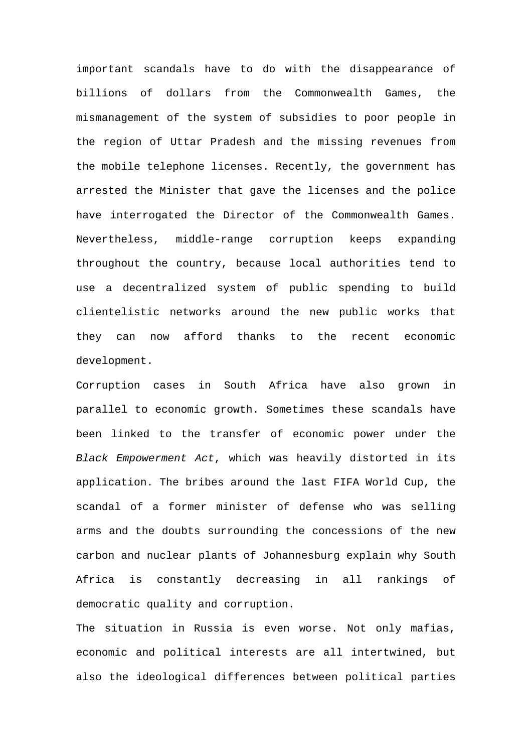important scandals have to do with the disappearance of billions of dollars from the Commonwealth Games, the mismanagement of the system of subsidies to poor people in the region of Uttar Pradesh and the missing revenues from the mobile telephone licenses. Recently, the government has arrested the Minister that gave the licenses and the police have interrogated the Director of the Commonwealth Games. Nevertheless, middle-range corruption keeps expanding throughout the country, because local authorities tend to use a decentralized system of public spending to build clientelistic networks around the new public works that they can now afford thanks to the recent economic development.

Corruption cases in South Africa have also grown in parallel to economic growth. Sometimes these scandals have been linked to the transfer of economic power under the *Black Empowerment Act*, which was heavily distorted in its application. The bribes around the last FIFA World Cup, the scandal of a former minister of defense who was selling arms and the doubts surrounding the concessions of the new carbon and nuclear plants of Johannesburg explain why South Africa is constantly decreasing in all rankings of democratic quality and corruption.

The situation in Russia is even worse. Not only mafias, economic and political interests are all intertwined, but also the ideological differences between political parties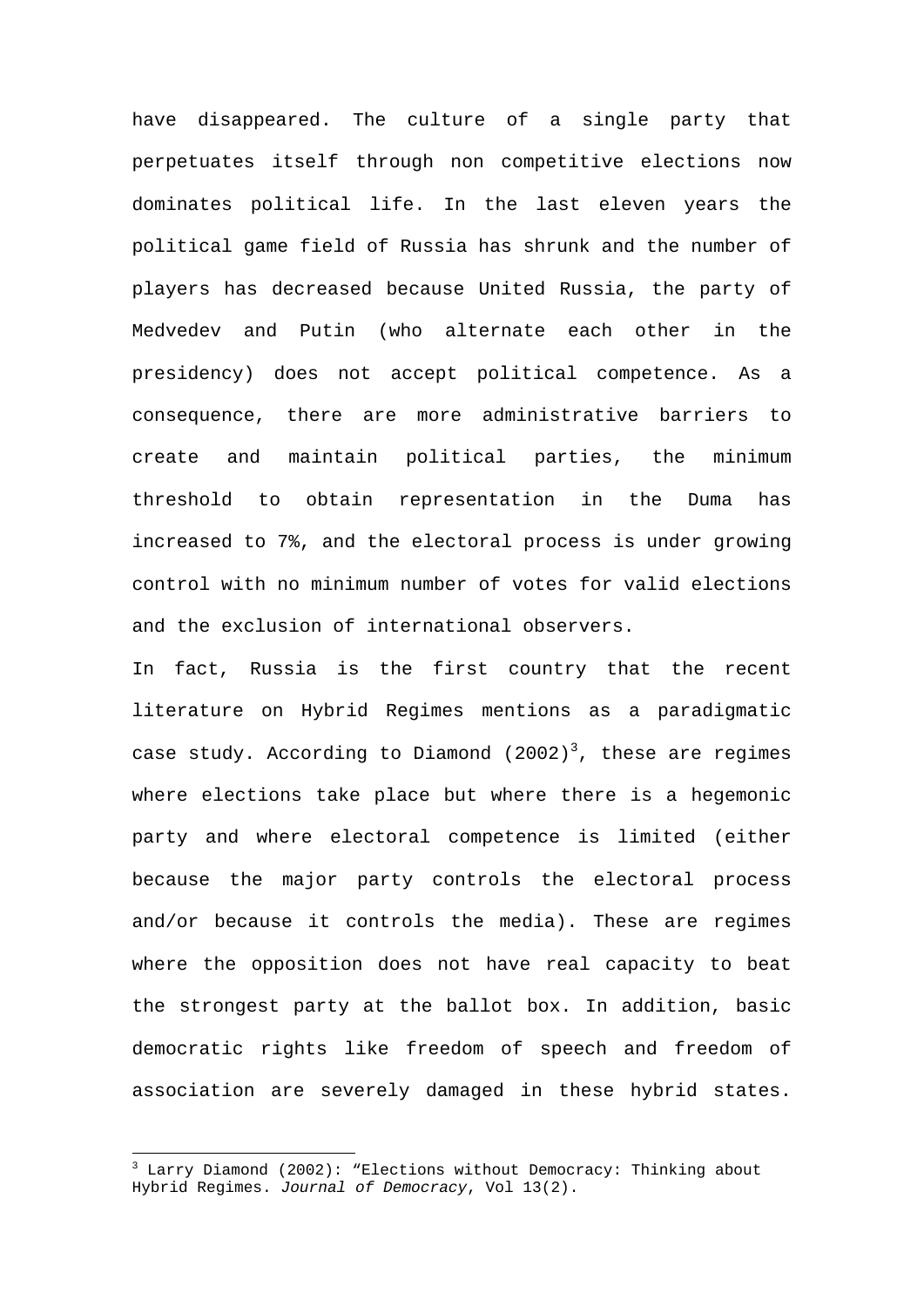have disappeared. The culture of a single party that perpetuates itself through non competitive elections now dominates political life. In the last eleven years the political game field of Russia has shrunk and the number of players has decreased because United Russia, the party of Medvedev and Putin (who alternate each other in the presidency) does not accept political competence. As a consequence, there are more administrative barriers to create and maintain political parties, the minimum threshold to obtain representation in the Duma has increased to 7%, and the electoral process is under growing control with no minimum number of votes for valid elections and the exclusion of international observers.

In fact, Russia is the first country that the recent literature on Hybrid Regimes mentions as a paradigmatic case study. According to Diamond (2002)[3], these are regimes where elections take place but where there is a hegemonic party and where electoral competence is limited (either because the major party controls the electoral process and/or because it controls the media). These are regimes where the opposition does not have real capacity to beat the strongest party at the ballot box. In addition, basic democratic rights like freedom of speech and freedom of association are severely damaged in these hybrid states.

[3] Larry Diamond (2002): "Elections without Democracy: Thinking about Hybrid Regimes. *Journal of Democracy*, Vol 13(2).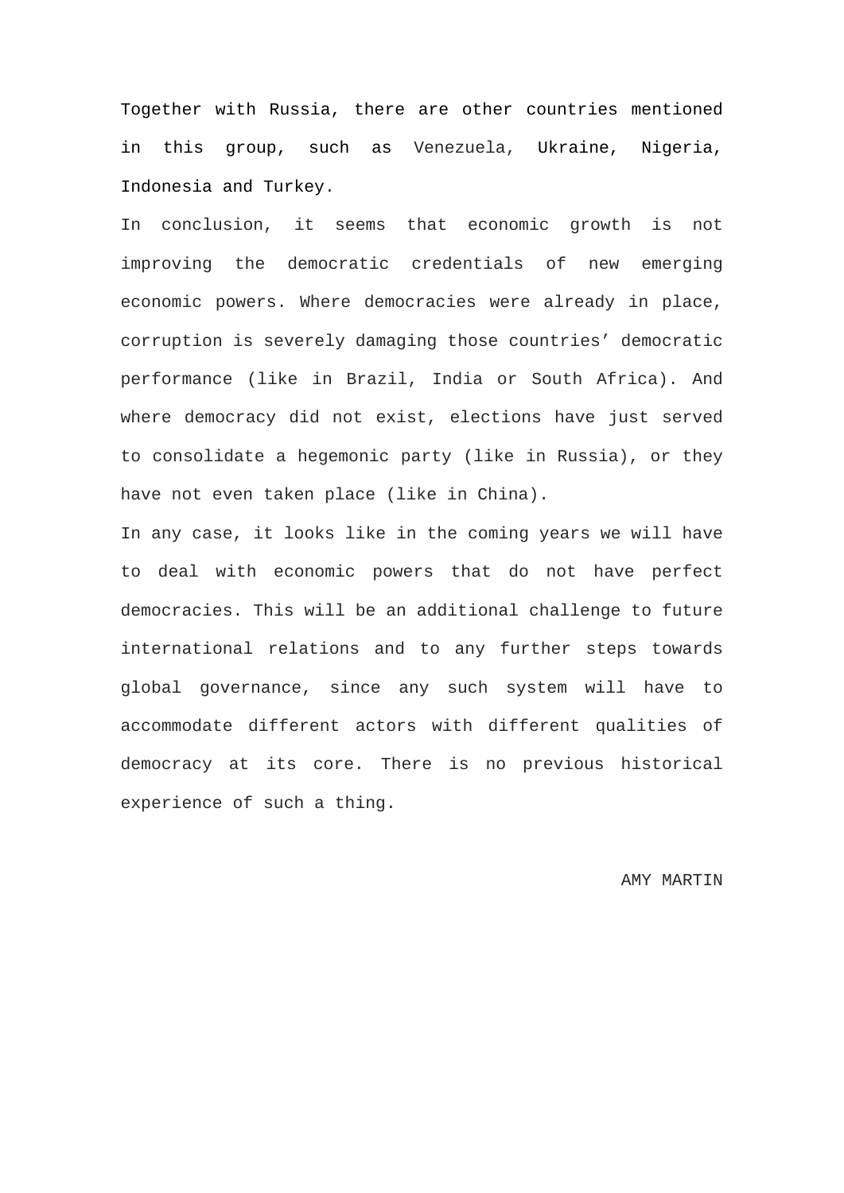Together with Russia, there are other countries mentioned in this group, such as Venezuela, Ukraine, Nigeria, Indonesia and Turkey.

In conclusion, it seems that economic growth is not improving the democratic credentials of new emerging economic powers. Where democracies were already in place, corruption is severely damaging those countries' democratic performance (like in Brazil, India or South Africa). And where democracy did not exist, elections have just served to consolidate a hegemonic party (like in Russia), or they have not even taken place (like in China).

In any case, it looks like in the coming years we will have to deal with economic powers that do not have perfect democracies. This will be an additional challenge to future international relations and to any further steps towards global governance, since any such system will have to accommodate different actors with different qualities of democracy at its core. There is no previous historical experience of such a thing.

AMY MARTIN